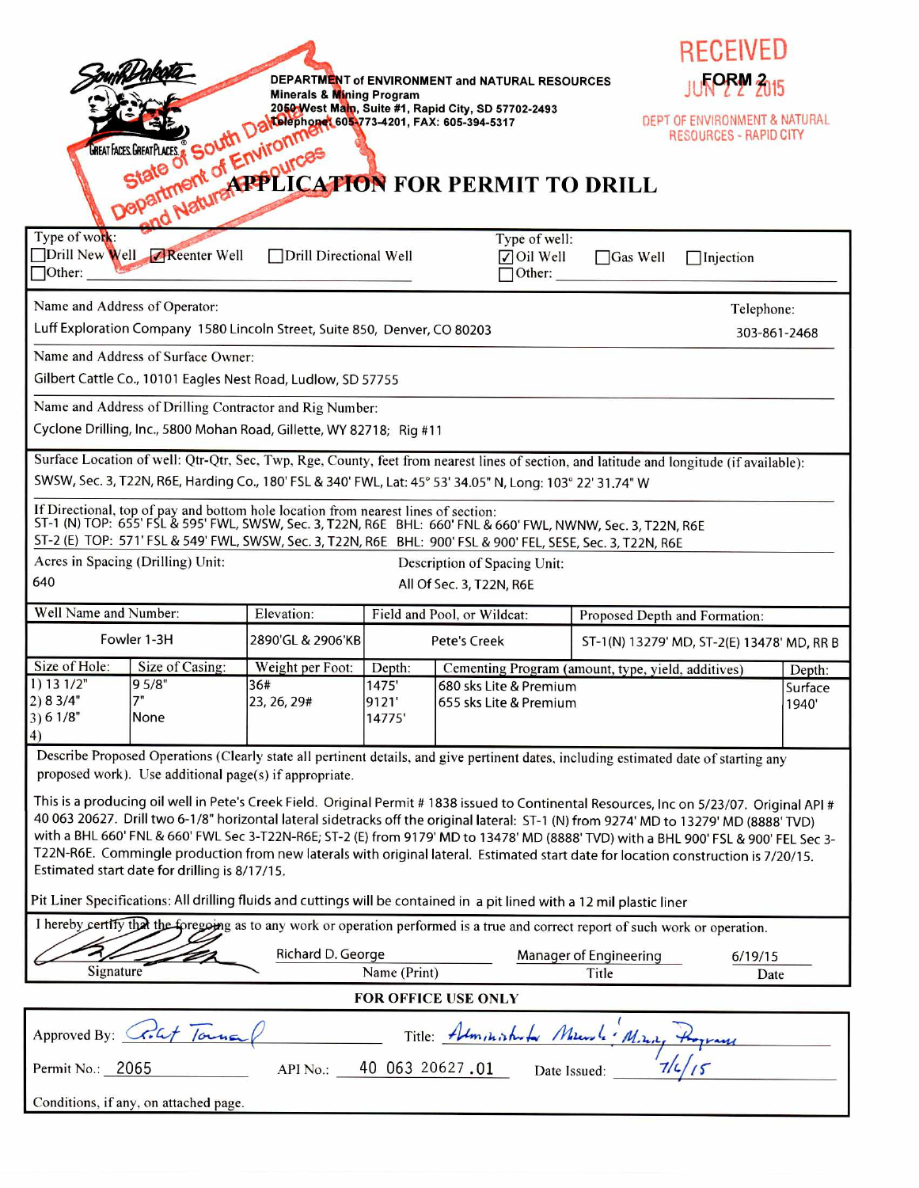South Dakota — GREAT FACES. GREAT PLACES.

**DEPARTMENT of ENVIRONMENT and NATURAL RESOURCES**
**Minerals & Mining Program**
**2050 West Main, Suite #1, Rapid City, SD 57702-2493**
**Telephone: 605-773-4201, FAX: 605-394-5317**

**FORM 2**

RECEIVED JUN 22 2015 DEPT OF ENVIRONMENT & NATURAL RESOURCES - RAPID CITY

State of South Dakota Department of Environment and Natural Resources

# APPLICATION FOR PERMIT TO DRILL

Type of work: ☐ Drill New Well ☑ Reenter Well ☐ Drill Directional Well ☐ Other:

Type of well: ☑ Oil Well ☐ Gas Well ☐ Injection ☐ Other:

Name and Address of Operator: Luff Exploration Company 1580 Lincoln Street, Suite 850, Denver, CO 80203

Telephone: 303-861-2468

Name and Address of Surface Owner: Gilbert Cattle Co., 10101 Eagles Nest Road, Ludlow, SD 57755

Name and Address of Drilling Contractor and Rig Number: Cyclone Drilling, Inc., 5800 Mohan Road, Gillette, WY 82718; Rig #11

Surface Location of well: Qtr-Qtr, Sec, Twp, Rge, County, feet from nearest lines of section, and latitude and longitude (if available):
SWSW, Sec. 3, T22N, R6E, Harding Co., 180' FSL & 340' FWL, Lat: 45° 53' 34.05" N, Long: 103° 22' 31.74" W

If Directional, top of pay and bottom hole location from nearest lines of section:
ST-1 (N) TOP: 655' FSL & 595' FWL, SWSW, Sec. 3, T22N, R6E BHL: 660' FNL & 660' FWL, NWNW, Sec. 3, T22N, R6E
ST-2 (E) TOP: 571' FSL & 549' FWL, SWSW, Sec. 3, T22N, R6E BHL: 900' FSL & 900' FEL, SESE, Sec. 3, T22N, R6E

Acres in Spacing (Drilling) Unit: 640

Description of Spacing Unit: All Of Sec. 3, T22N, R6E

| Well Name and Number: | Elevation: | Field and Pool, or Wildcat: | Proposed Depth and Formation: |
|---|---|---|---|
| Fowler 1-3H | 2890'GL & 2906'KB | Pete's Creek | ST-1(N) 13279' MD, ST-2(E) 13478' MD, RR B |

| Size of Hole: | Size of Casing: | Weight per Foot: | Depth: | Cementing Program (amount, type, yield, additives) | Depth: |
|---|---|---|---|---|---|
| 1) 13 1/2" | 9 5/8" | 36# | 1475' | 680 sks Lite & Premium | Surface |
| 2) 8 3/4" | 7" | 23, 26, 29# | 9121' | 655 sks Lite & Premium | 1940' |
| 3) 6 1/8" | None | | 14775' | | |
| 4) | | | | | |

Describe Proposed Operations (Clearly state all pertinent details, and give pertinent dates, including estimated date of starting any proposed work). Use additional page(s) if appropriate.

This is a producing oil well in Pete's Creek Field. Original Permit # 1838 issued to Continental Resources, Inc on 5/23/07. Original API # 40 063 20627. Drill two 6-1/8" horizontal lateral sidetracks off the original lateral: ST-1 (N) from 9274' MD to 13279' MD (8888' TVD) with a BHL 660' FNL & 660' FWL Sec 3-T22N-R6E; ST-2 (E) from 9179' MD to 13478' MD (8888' TVD) with a BHL 900' FSL & 900' FEL Sec 3-T22N-R6E. Commingle production from new laterals with original lateral. Estimated start date for location construction is 7/20/15. Estimated start date for drilling is 8/17/15.

Pit Liner Specifications: All drilling fluids and cuttings will be contained in a pit lined with a 12 mil plastic liner

I hereby certify that the foregoing as to any work or operation performed is a true and correct report of such work or operation.

| Signature | Name (Print) | Title | Date |
|---|---|---|---|
| [signature] | Richard D. George | Manager of Engineering | 6/19/15 |

**FOR OFFICE USE ONLY**

Approved By: Robert Townsend (signature) Title: Administrator Minerals & Mining Program

Permit No.: 2065 API No.: 40 063 20627.01 Date Issued: 7/6/15

Conditions, if any, on attached page.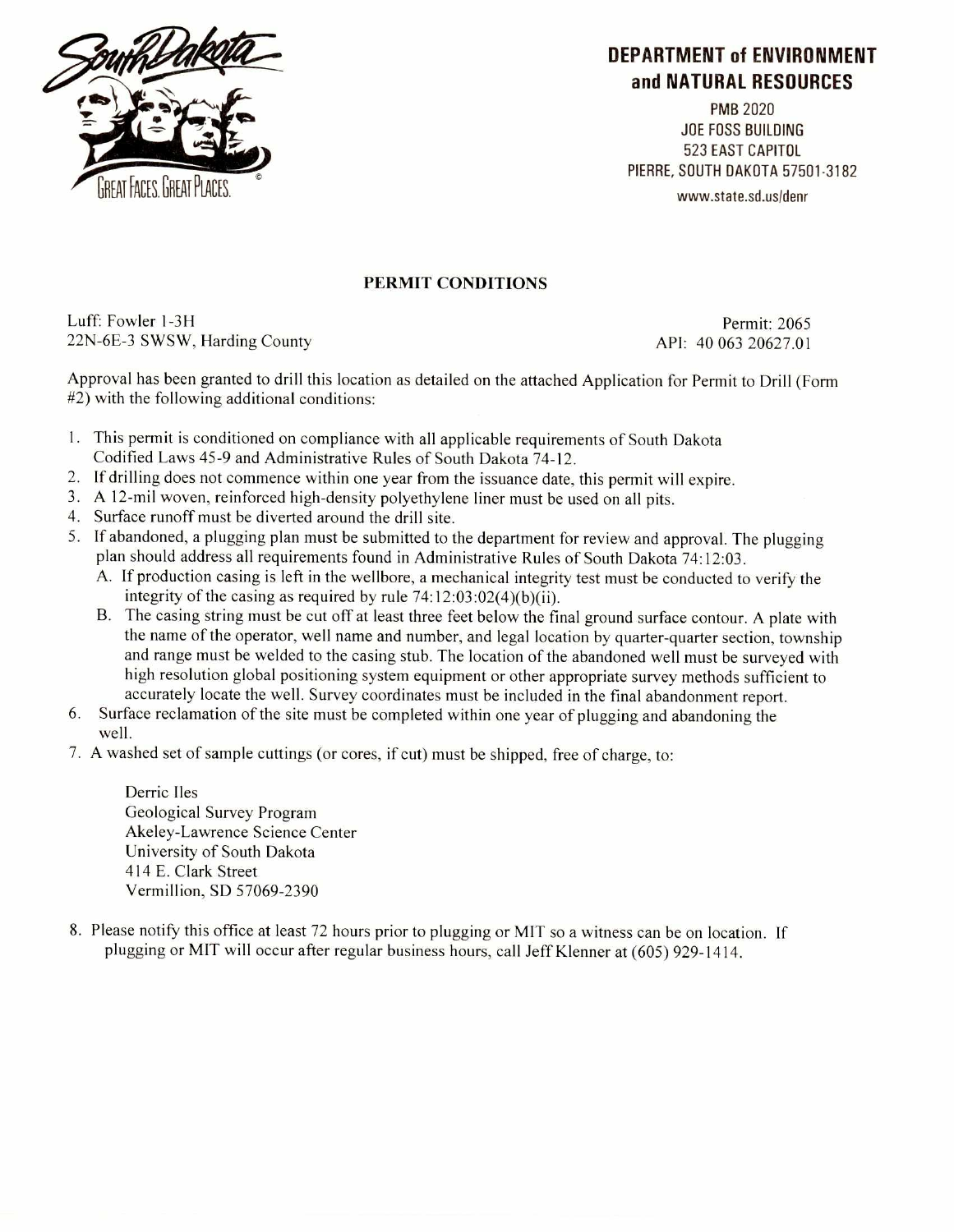# DEPARTMENT of ENVIRONMENT and NATURAL RESOURCES

PMB 2020
JOE FOSS BUILDING
523 EAST CAPITOL
PIERRE, SOUTH DAKOTA 57501-3182
www.state.sd.us/denr

## PERMIT CONDITIONS

Luff: Fowler 1-3H
22N-6E-3 SWSW, Harding County

Permit: 2065
API: 40 063 20627.01

Approval has been granted to drill this location as detailed on the attached Application for Permit to Drill (Form #2) with the following additional conditions:

1. This permit is conditioned on compliance with all applicable requirements of South Dakota Codified Laws 45-9 and Administrative Rules of South Dakota 74-12.
2. If drilling does not commence within one year from the issuance date, this permit will expire.
3. A 12-mil woven, reinforced high-density polyethylene liner must be used on all pits.
4. Surface runoff must be diverted around the drill site.
5. If abandoned, a plugging plan must be submitted to the department for review and approval. The plugging plan should address all requirements found in Administrative Rules of South Dakota 74:12:03.
   A. If production casing is left in the wellbore, a mechanical integrity test must be conducted to verify the integrity of the casing as required by rule 74:12:03:02(4)(b)(ii).
   B. The casing string must be cut off at least three feet below the final ground surface contour. A plate with the name of the operator, well name and number, and legal location by quarter-quarter section, township and range must be welded to the casing stub. The location of the abandoned well must be surveyed with high resolution global positioning system equipment or other appropriate survey methods sufficient to accurately locate the well. Survey coordinates must be included in the final abandonment report.
6. Surface reclamation of the site must be completed within one year of plugging and abandoning the well.
7. A washed set of sample cuttings (or cores, if cut) must be shipped, free of charge, to:

   Derric Iles
   Geological Survey Program
   Akeley-Lawrence Science Center
   University of South Dakota
   414 E. Clark Street
   Vermillion, SD 57069-2390

8. Please notify this office at least 72 hours prior to plugging or MIT so a witness can be on location. If plugging or MIT will occur after regular business hours, call Jeff Klenner at (605) 929-1414.